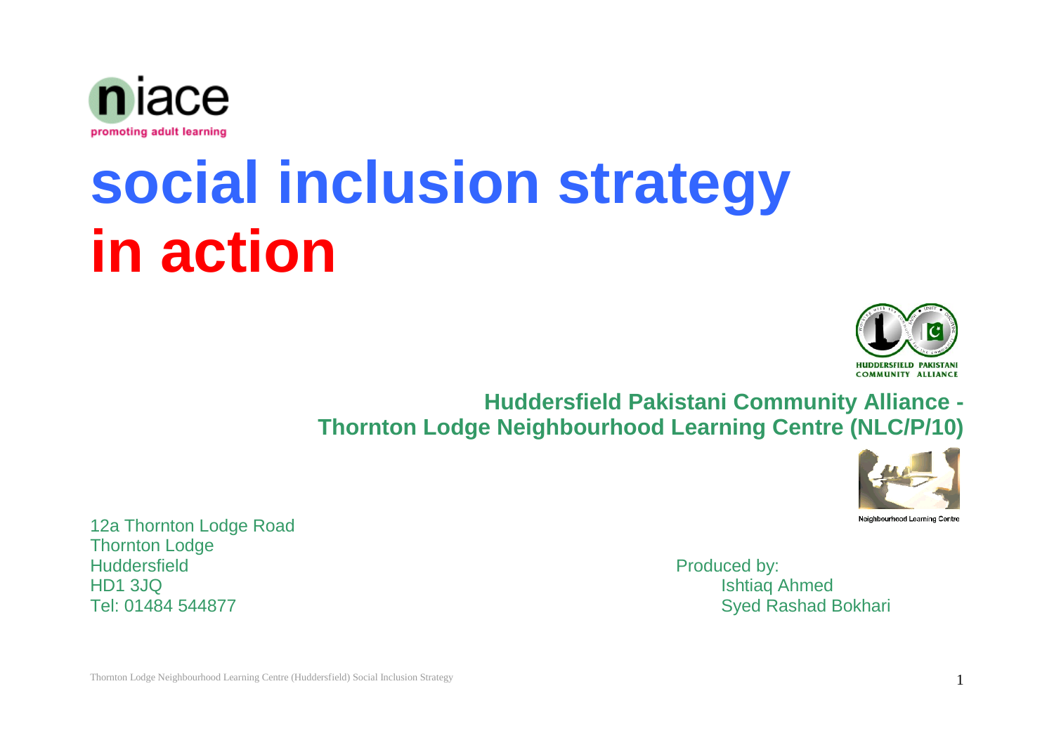niace

promoting adult learning

# social inclusion strategy in action

HUDDERSFIELD PAKISTANI COMMUNITY ALLIANCE

**Huddersfield Pakistani Community Alliance -**
**Thornton Lodge Neighbourhood Learning Centre (NLC/P/10)**

Neighbourhood Learning Centre

12a Thornton Lodge Road
Thornton Lodge
Huddersfield
HD1 3JQ
Tel: 01484 544877

Produced by:
Ishtiaq Ahmed
Syed Rashad Bokhari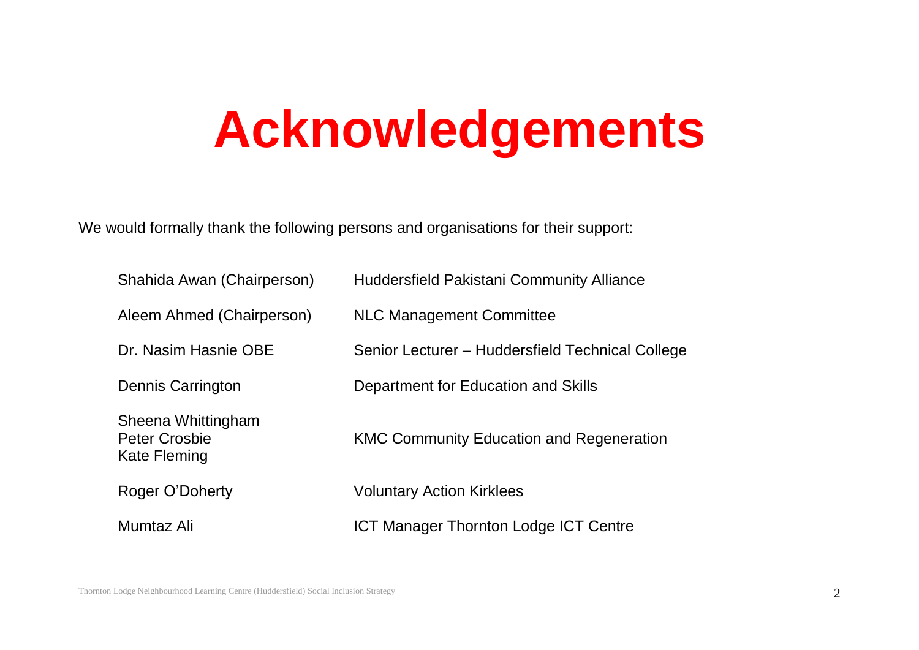# Acknowledgements

We would formally thank the following persons and organisations for their support:

| | |
|---|---|
| Shahida Awan (Chairperson) | Huddersfield Pakistani Community Alliance |
| Aleem Ahmed (Chairperson) | NLC Management Committee |
| Dr. Nasim Hasnie OBE | Senior Lecturer – Huddersfield Technical College |
| Dennis Carrington | Department for Education and Skills |
| Sheena Whittingham<br>Peter Crosbie<br>Kate Fleming | KMC Community Education and Regeneration |
| Roger O'Doherty | Voluntary Action Kirklees |
| Mumtaz Ali | ICT Manager Thornton Lodge ICT Centre |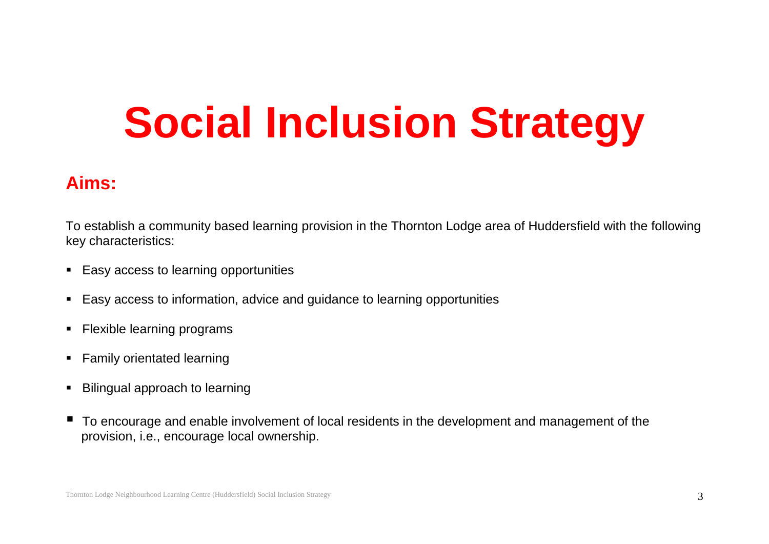# Social Inclusion Strategy

## Aims:

To establish a community based learning provision in the Thornton Lodge area of Huddersfield with the following key characteristics:

- Easy access to learning opportunities
- Easy access to information, advice and guidance to learning opportunities
- Flexible learning programs
- Family orientated learning
- Bilingual approach to learning
- To encourage and enable involvement of local residents in the development and management of the provision, i.e., encourage local ownership.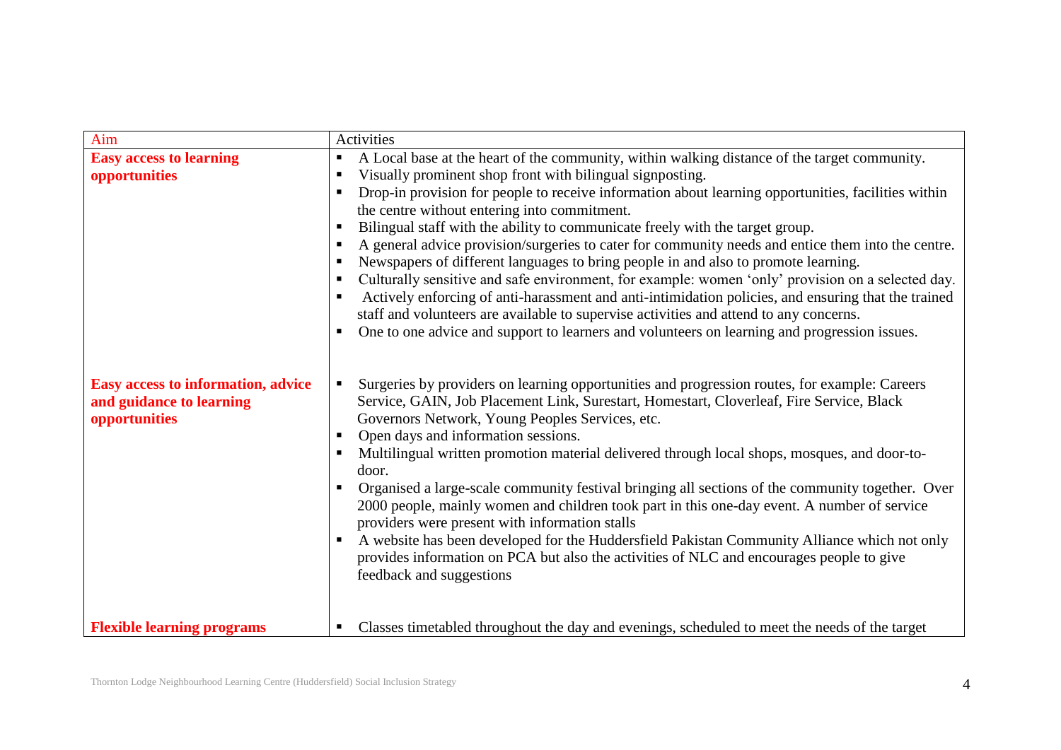| Aim | Activities |
|---|---|
| **Easy access to learning opportunities** | ▪ A Local base at the heart of the community, within walking distance of the target community.<br>▪ Visually prominent shop front with bilingual signposting.<br>▪ Drop-in provision for people to receive information about learning opportunities, facilities within the centre without entering into commitment.<br>▪ Bilingual staff with the ability to communicate freely with the target group.<br>▪ A general advice provision/surgeries to cater for community needs and entice them into the centre.<br>▪ Newspapers of different languages to bring people in and also to promote learning.<br>▪ Culturally sensitive and safe environment, for example: women 'only' provision on a selected day.<br>▪ Actively enforcing of anti-harassment and anti-intimidation policies, and ensuring that the trained staff and volunteers are available to supervise activities and attend to any concerns.<br>▪ One to one advice and support to learners and volunteers on learning and progression issues. |
| **Easy access to information, advice and guidance to learning opportunities** | ▪ Surgeries by providers on learning opportunities and progression routes, for example: Careers Service, GAIN, Job Placement Link, Surestart, Homestart, Cloverleaf, Fire Service, Black Governors Network, Young Peoples Services, etc.<br>▪ Open days and information sessions.<br>▪ Multilingual written promotion material delivered through local shops, mosques, and door-to-door.<br>▪ Organised a large-scale community festival bringing all sections of the community together. Over 2000 people, mainly women and children took part in this one-day event. A number of service providers were present with information stalls<br>▪ A website has been developed for the Huddersfield Pakistan Community Alliance which not only provides information on PCA but also the activities of NLC and encourages people to give feedback and suggestions |
| **Flexible learning programs** | ▪ Classes timetabled throughout the day and evenings, scheduled to meet the needs of the target |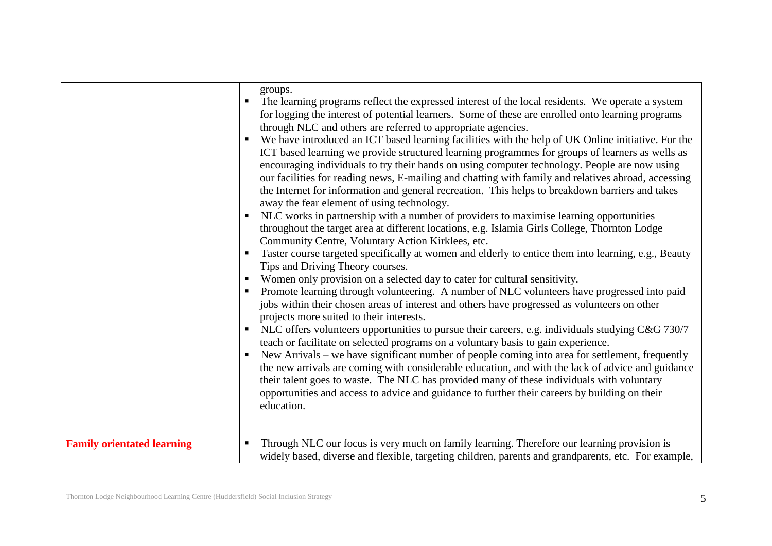| | |
|---|---|
| | groups.<br>▪ The learning programs reflect the expressed interest of the local residents. We operate a system for logging the interest of potential learners. Some of these are enrolled onto learning programs through NLC and others are referred to appropriate agencies.<br>▪ We have introduced an ICT based learning facilities with the help of UK Online initiative. For the ICT based learning we provide structured learning programmes for groups of learners as wells as encouraging individuals to try their hands on using computer technology. People are now using our facilities for reading news, E-mailing and chatting with family and relatives abroad, accessing the Internet for information and general recreation. This helps to breakdown barriers and takes away the fear element of using technology.<br>▪ NLC works in partnership with a number of providers to maximise learning opportunities throughout the target area at different locations, e.g. Islamia Girls College, Thornton Lodge Community Centre, Voluntary Action Kirklees, etc.<br>▪ Taster course targeted specifically at women and elderly to entice them into learning, e.g., Beauty Tips and Driving Theory courses.<br>▪ Women only provision on a selected day to cater for cultural sensitivity.<br>▪ Promote learning through volunteering. A number of NLC volunteers have progressed into paid jobs within their chosen areas of interest and others have progressed as volunteers on other projects more suited to their interests.<br>▪ NLC offers volunteers opportunities to pursue their careers, e.g. individuals studying C&G 730/7 teach or facilitate on selected programs on a voluntary basis to gain experience.<br>▪ New Arrivals – we have significant number of people coming into area for settlement, frequently the new arrivals are coming with considerable education, and with the lack of advice and guidance their talent goes to waste. The NLC has provided many of these individuals with voluntary opportunities and access to advice and guidance to further their careers by building on their education. |
| **Family orientated learning** | ▪ Through NLC our focus is very much on family learning. Therefore our learning provision is widely based, diverse and flexible, targeting children, parents and grandparents, etc. For example, |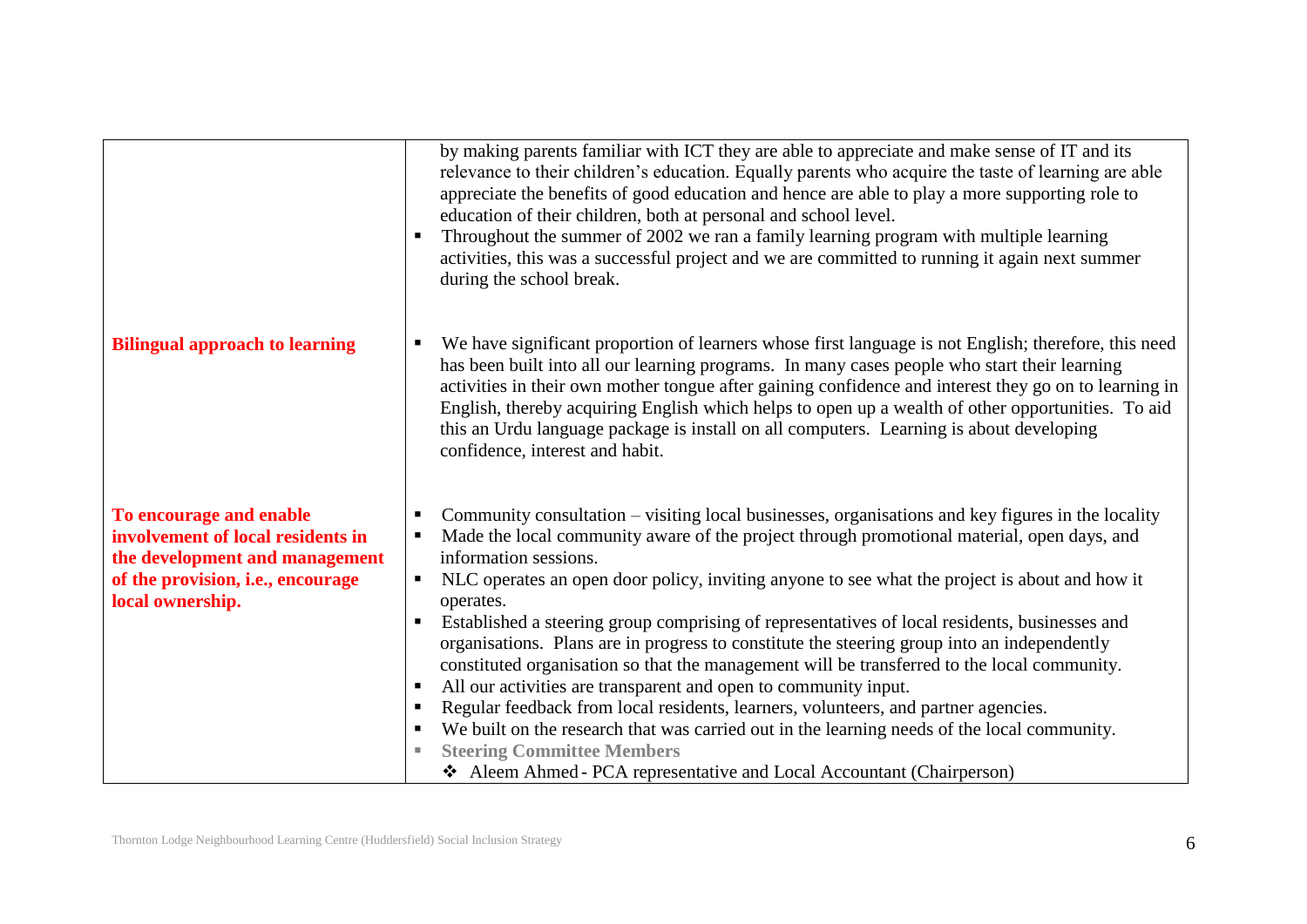| | |
|---|---|
| | by making parents familiar with ICT they are able to appreciate and make sense of IT and its relevance to their children's education. Equally parents who acquire the taste of learning are able appreciate the benefits of good education and hence are able to play a more supporting role to education of their children, both at personal and school level.<br>▪ Throughout the summer of 2002 we ran a family learning program with multiple learning activities, this was a successful project and we are committed to running it again next summer during the school break. |
| **Bilingual approach to learning** | ▪ We have significant proportion of learners whose first language is not English; therefore, this need has been built into all our learning programs. In many cases people who start their learning activities in their own mother tongue after gaining confidence and interest they go on to learning in English, thereby acquiring English which helps to open up a wealth of other opportunities. To aid this an Urdu language package is install on all computers. Learning is about developing confidence, interest and habit. |
| **To encourage and enable involvement of local residents in the development and management of the provision, i.e., encourage local ownership.** | ▪ Community consultation – visiting local businesses, organisations and key figures in the locality<br>▪ Made the local community aware of the project through promotional material, open days, and information sessions.<br>▪ NLC operates an open door policy, inviting anyone to see what the project is about and how it operates.<br>▪ Established a steering group comprising of representatives of local residents, businesses and organisations. Plans are in progress to constitute the steering group into an independently constituted organisation so that the management will be transferred to the local community.<br>▪ All our activities are transparent and open to community input.<br>▪ Regular feedback from local residents, learners, volunteers, and partner agencies.<br>▪ We built on the research that was carried out in the learning needs of the local community.<br>▪ **Steering Committee Members**<br>❖ Aleem Ahmed - PCA representative and Local Accountant (Chairperson) |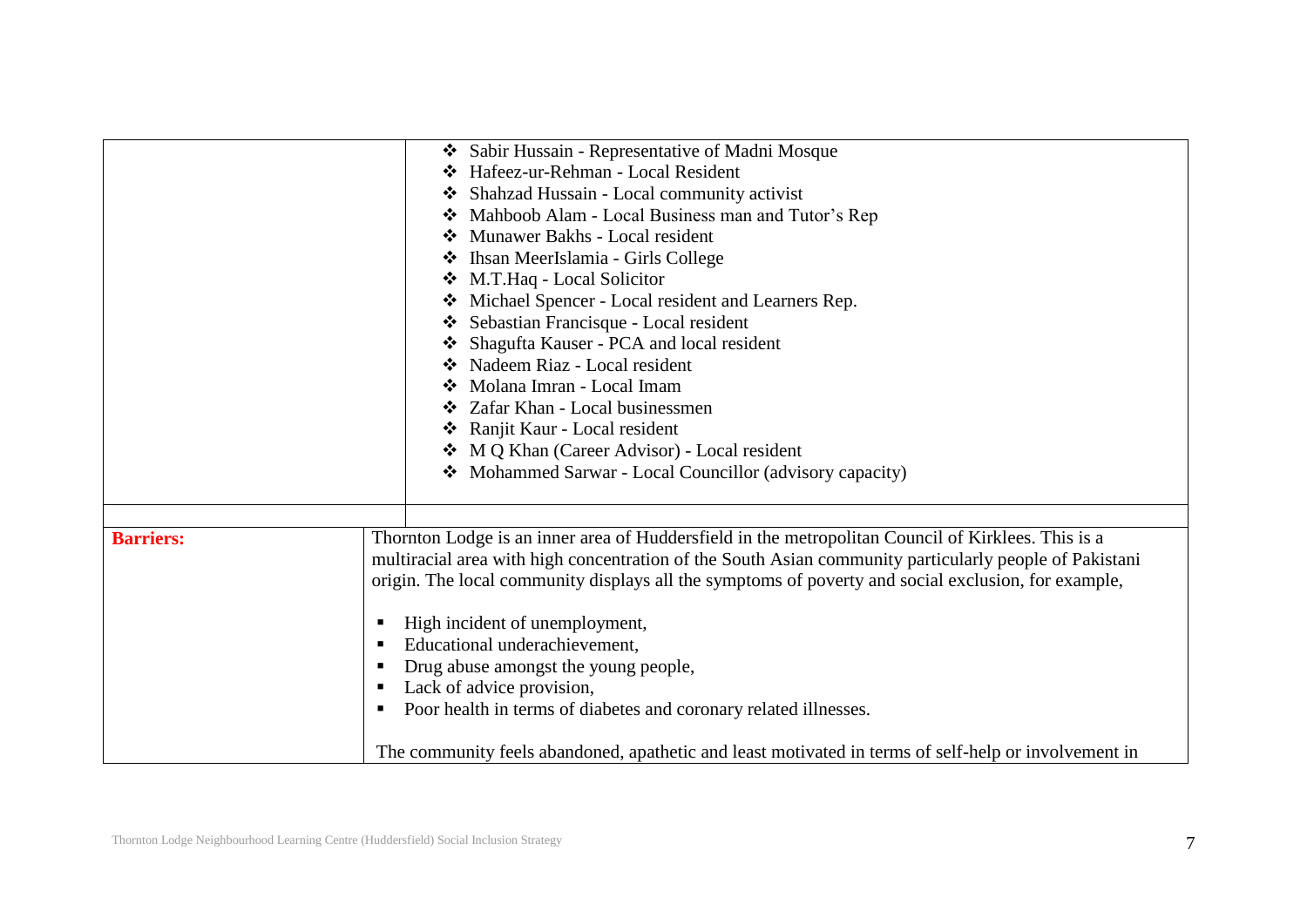|  |  |
|---|---|
|  | ❖ Sabir Hussain - Representative of Madni Mosque<br>❖ Hafeez-ur-Rehman - Local Resident<br>❖ Shahzad Hussain - Local community activist<br>❖ Mahboob Alam - Local Business man and Tutor's Rep<br>❖ Munawer Bakhs - Local resident<br>❖ Ihsan MeerIslamia - Girls College<br>❖ M.T.Haq - Local Solicitor<br>❖ Michael Spencer - Local resident and Learners Rep.<br>❖ Sebastian Francisque - Local resident<br>❖ Shagufta Kauser - PCA and local resident<br>❖ Nadeem Riaz - Local resident<br>❖ Molana Imran - Local Imam<br>❖ Zafar Khan - Local businessmen<br>❖ Ranjit Kaur - Local resident<br>❖ M Q Khan (Career Advisor) - Local resident<br>❖ Mohammed Sarwar - Local Councillor (advisory capacity) |
|  |  |
| **Barriers:** | Thornton Lodge is an inner area of Huddersfield in the metropolitan Council of Kirklees. This is a multiracial area with high concentration of the South Asian community particularly people of Pakistani origin. The local community displays all the symptoms of poverty and social exclusion, for example,<br><br>▪ High incident of unemployment,<br>▪ Educational underachievement,<br>▪ Drug abuse amongst the young people,<br>▪ Lack of advice provision,<br>▪ Poor health in terms of diabetes and coronary related illnesses.<br><br>The community feels abandoned, apathetic and least motivated in terms of self-help or involvement in |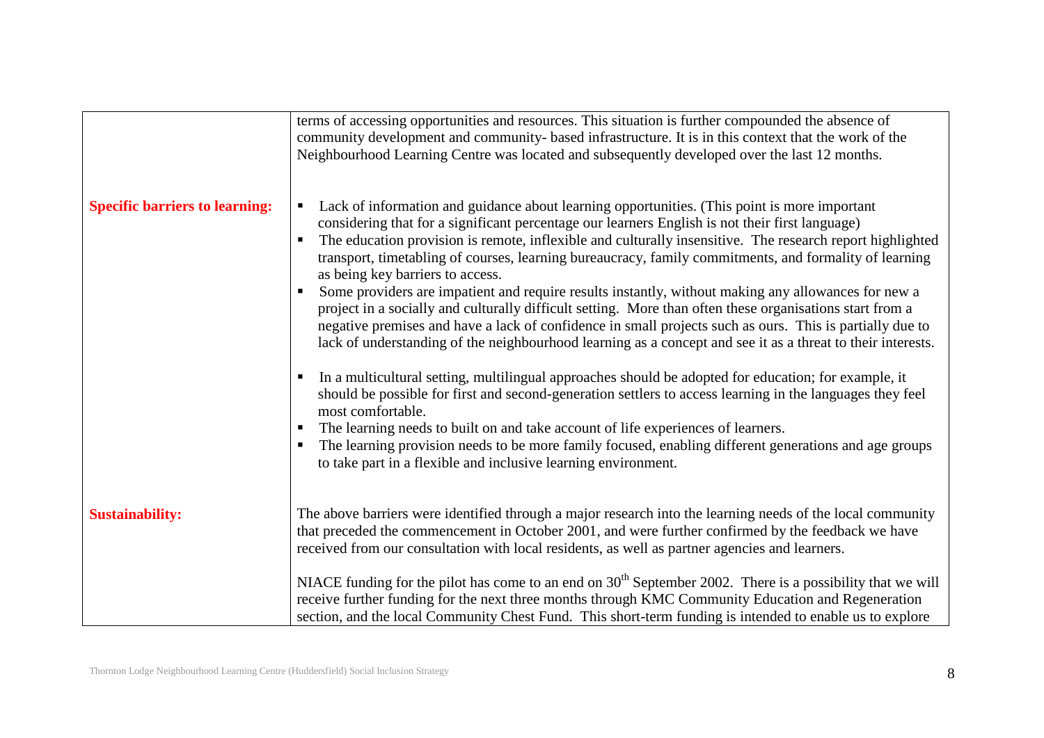| | |
|---|---|
| | terms of accessing opportunities and resources. This situation is further compounded the absence of community development and community- based infrastructure. It is in this context that the work of the Neighbourhood Learning Centre was located and subsequently developed over the last 12 months. |
| **Specific barriers to learning:** | ▪ Lack of information and guidance about learning opportunities. (This point is more important considering that for a significant percentage our learners English is not their first language)<br>▪ The education provision is remote, inflexible and culturally insensitive. The research report highlighted transport, timetabling of courses, learning bureaucracy, family commitments, and formality of learning as being key barriers to access.<br>▪ Some providers are impatient and require results instantly, without making any allowances for new a project in a socially and culturally difficult setting. More than often these organisations start from a negative premises and have a lack of confidence in small projects such as ours. This is partially due to lack of understanding of the neighbourhood learning as a concept and see it as a threat to their interests.<br><br>▪ In a multicultural setting, multilingual approaches should be adopted for education; for example, it should be possible for first and second-generation settlers to access learning in the languages they feel most comfortable.<br>▪ The learning needs to built on and take account of life experiences of learners.<br>▪ The learning provision needs to be more family focused, enabling different generations and age groups to take part in a flexible and inclusive learning environment. |
| **Sustainability:** | The above barriers were identified through a major research into the learning needs of the local community that preceded the commencement in October 2001, and were further confirmed by the feedback we have received from our consultation with local residents, as well as partner agencies and learners.<br><br>NIACE funding for the pilot has come to an end on 30th September 2002. There is a possibility that we will receive further funding for the next three months through KMC Community Education and Regeneration section, and the local Community Chest Fund. This short-term funding is intended to enable us to explore |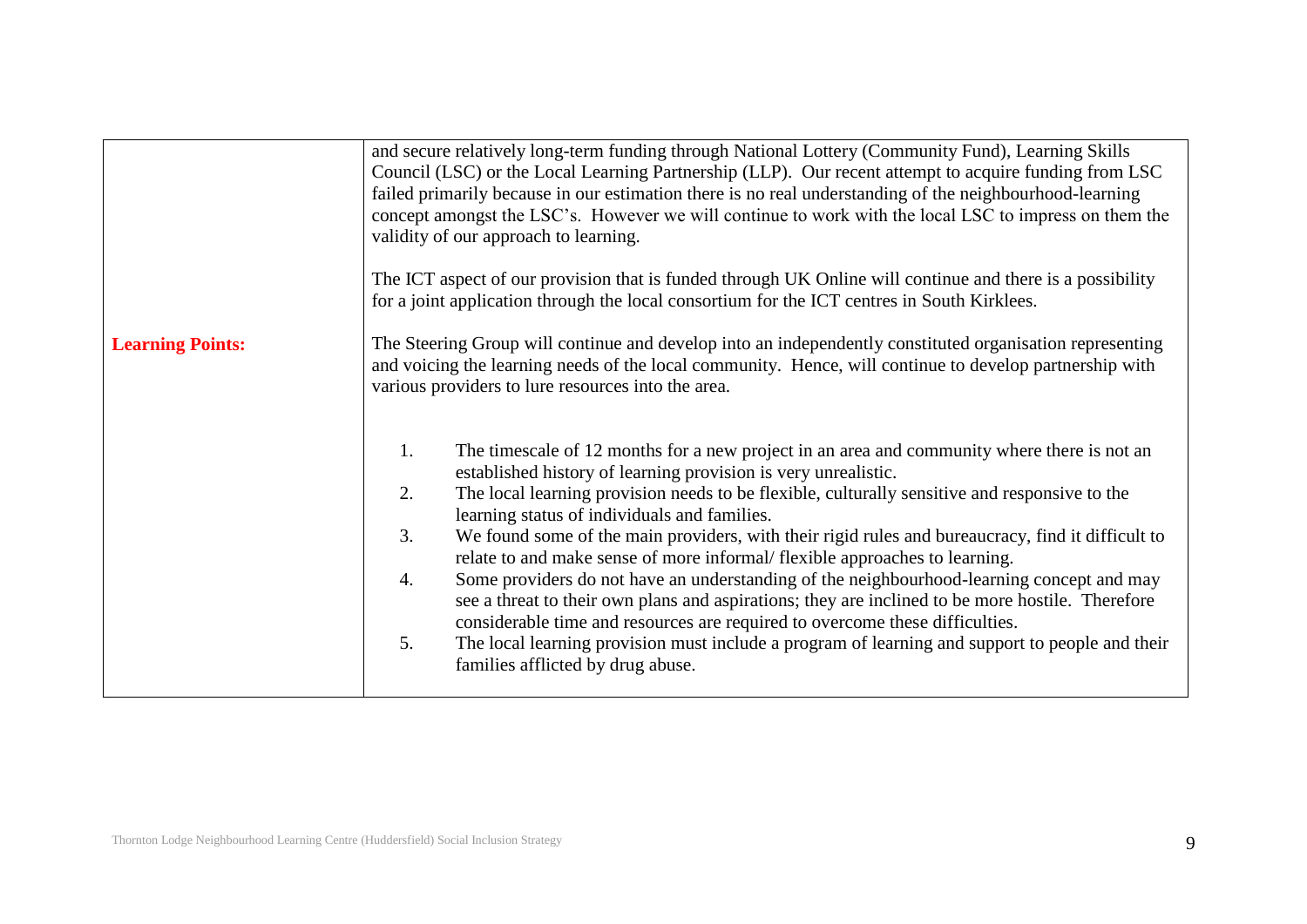| | |
|---|---|
| | and secure relatively long-term funding through National Lottery (Community Fund), Learning Skills Council (LSC) or the Local Learning Partnership (LLP). Our recent attempt to acquire funding from LSC failed primarily because in our estimation there is no real understanding of the neighbourhood-learning concept amongst the LSC's. However we will continue to work with the local LSC to impress on them the validity of our approach to learning.<br><br>The ICT aspect of our provision that is funded through UK Online will continue and there is a possibility for a joint application through the local consortium for the ICT centres in South Kirklees.<br><br>The Steering Group will continue and develop into an independently constituted organisation representing and voicing the learning needs of the local community. Hence, will continue to develop partnership with various providers to lure resources into the area. |
| **Learning Points:** | 1. The timescale of 12 months for a new project in an area and community where there is not an established history of learning provision is very unrealistic.<br>2. The local learning provision needs to be flexible, culturally sensitive and responsive to the learning status of individuals and families.<br>3. We found some of the main providers, with their rigid rules and bureaucracy, find it difficult to relate to and make sense of more informal/ flexible approaches to learning.<br>4. Some providers do not have an understanding of the neighbourhood-learning concept and may see a threat to their own plans and aspirations; they are inclined to be more hostile. Therefore considerable time and resources are required to overcome these difficulties.<br>5. The local learning provision must include a program of learning and support to people and their families afflicted by drug abuse. |